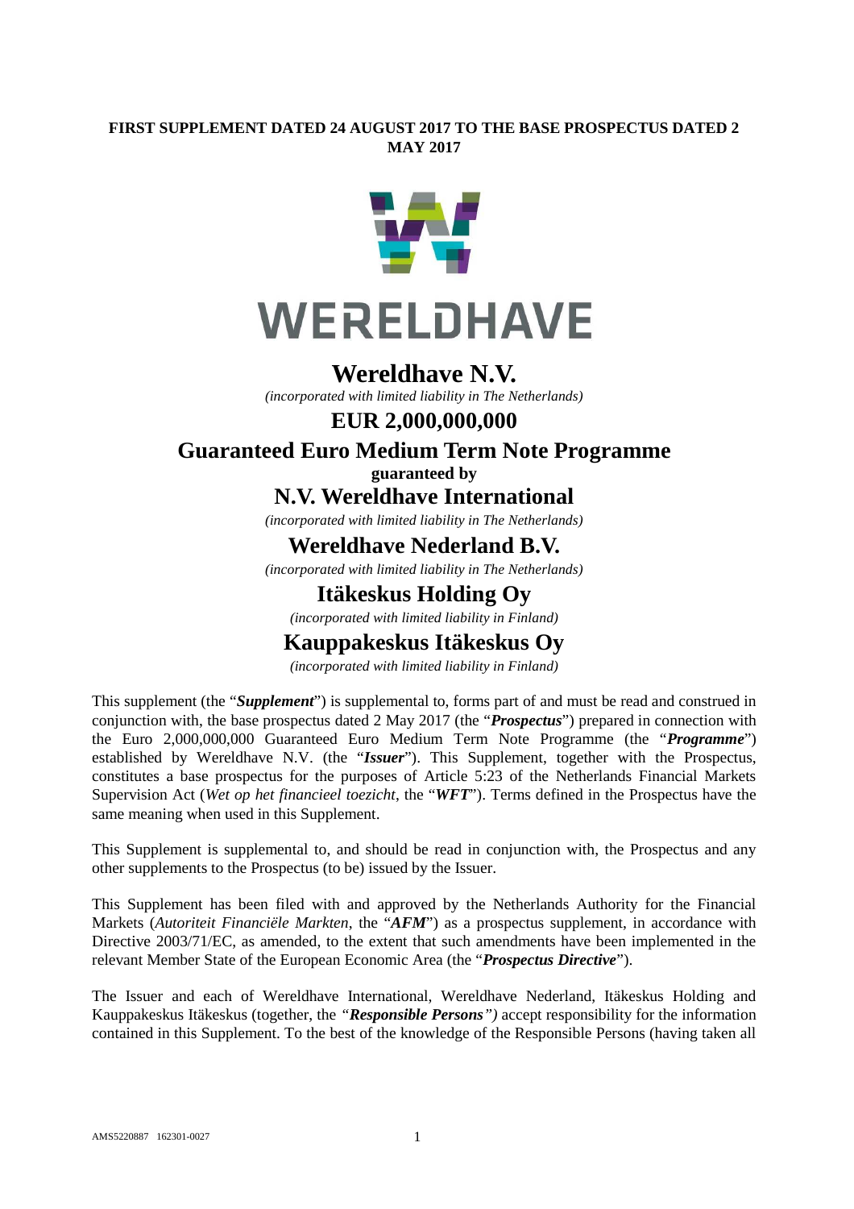**FIRST SUPPLEMENT DATED 24 AUGUST 2017 TO THE BASE PROSPECTUS DATED 2 MAY 2017**

WERELDHAVE

# Wereldhave N.V.

*(incorporated with limited liability in The Netherlands)*

## EUR 2,000,000,000

## Guaranteed Euro Medium Term Note Programme

**guaranteed by**

## N.V. Wereldhave International

*(incorporated with limited liability in The Netherlands)*

## Wereldhave Nederland B.V.

*(incorporated with limited liability in The Netherlands)*

## Itäkeskus Holding Oy

*(incorporated with limited liability in Finland)*

## Kauppakeskus Itäkeskus Oy

*(incorporated with limited liability in Finland)*

This supplement (the "***Supplement***") is supplemental to, forms part of and must be read and construed in conjunction with, the base prospectus dated 2 May 2017 (the "***Prospectus***") prepared in connection with the Euro 2,000,000,000 Guaranteed Euro Medium Term Note Programme (the "***Programme***") established by Wereldhave N.V. (the "***Issuer***"). This Supplement, together with the Prospectus, constitutes a base prospectus for the purposes of Article 5:23 of the Netherlands Financial Markets Supervision Act (*Wet op het financieel toezicht*, the "***WFT***"). Terms defined in the Prospectus have the same meaning when used in this Supplement.

This Supplement is supplemental to, and should be read in conjunction with, the Prospectus and any other supplements to the Prospectus (to be) issued by the Issuer.

This Supplement has been filed with and approved by the Netherlands Authority for the Financial Markets (*Autoriteit Financiële Markten*, the "***AFM***") as a prospectus supplement, in accordance with Directive 2003/71/EC, as amended, to the extent that such amendments have been implemented in the relevant Member State of the European Economic Area (the "***Prospectus Directive***").

The Issuer and each of Wereldhave International, Wereldhave Nederland, Itäkeskus Holding and Kauppakeskus Itäkeskus (together, the *"**Responsible Persons**")* accept responsibility for the information contained in this Supplement. To the best of the knowledge of the Responsible Persons (having taken all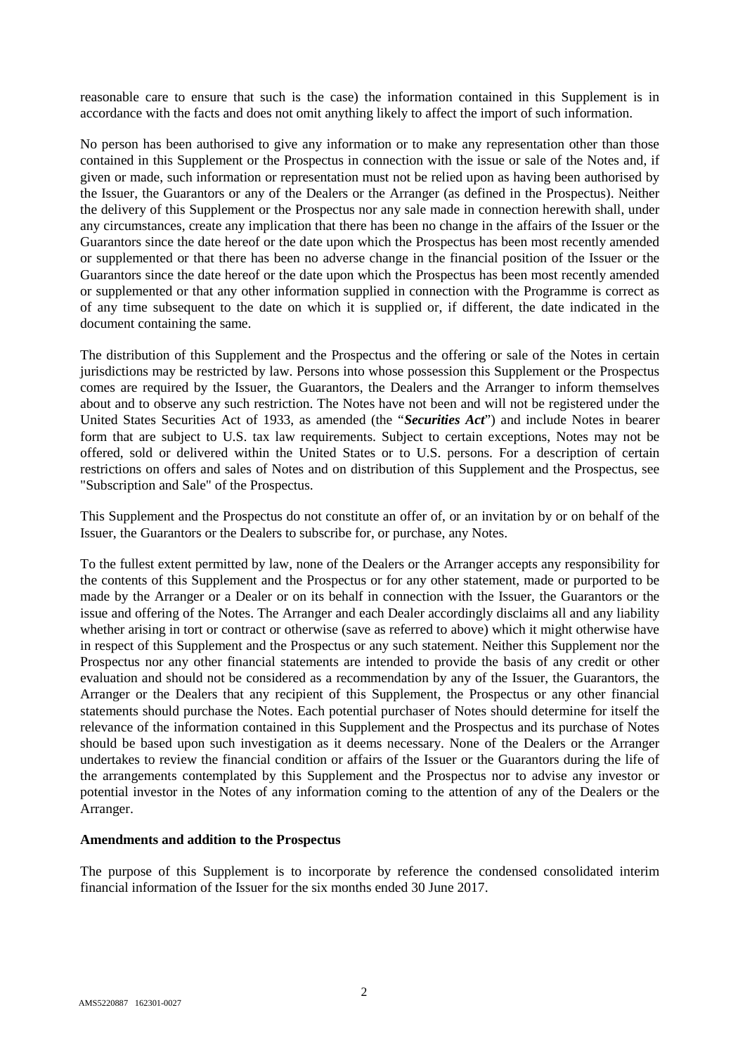reasonable care to ensure that such is the case) the information contained in this Supplement is in accordance with the facts and does not omit anything likely to affect the import of such information.

No person has been authorised to give any information or to make any representation other than those contained in this Supplement or the Prospectus in connection with the issue or sale of the Notes and, if given or made, such information or representation must not be relied upon as having been authorised by the Issuer, the Guarantors or any of the Dealers or the Arranger (as defined in the Prospectus). Neither the delivery of this Supplement or the Prospectus nor any sale made in connection herewith shall, under any circumstances, create any implication that there has been no change in the affairs of the Issuer or the Guarantors since the date hereof or the date upon which the Prospectus has been most recently amended or supplemented or that there has been no adverse change in the financial position of the Issuer or the Guarantors since the date hereof or the date upon which the Prospectus has been most recently amended or supplemented or that any other information supplied in connection with the Programme is correct as of any time subsequent to the date on which it is supplied or, if different, the date indicated in the document containing the same.

The distribution of this Supplement and the Prospectus and the offering or sale of the Notes in certain jurisdictions may be restricted by law. Persons into whose possession this Supplement or the Prospectus comes are required by the Issuer, the Guarantors, the Dealers and the Arranger to inform themselves about and to observe any such restriction. The Notes have not been and will not be registered under the United States Securities Act of 1933, as amended (the "***Securities Act***") and include Notes in bearer form that are subject to U.S. tax law requirements. Subject to certain exceptions, Notes may not be offered, sold or delivered within the United States or to U.S. persons. For a description of certain restrictions on offers and sales of Notes and on distribution of this Supplement and the Prospectus, see "Subscription and Sale" of the Prospectus.

This Supplement and the Prospectus do not constitute an offer of, or an invitation by or on behalf of the Issuer, the Guarantors or the Dealers to subscribe for, or purchase, any Notes.

To the fullest extent permitted by law, none of the Dealers or the Arranger accepts any responsibility for the contents of this Supplement and the Prospectus or for any other statement, made or purported to be made by the Arranger or a Dealer or on its behalf in connection with the Issuer, the Guarantors or the issue and offering of the Notes. The Arranger and each Dealer accordingly disclaims all and any liability whether arising in tort or contract or otherwise (save as referred to above) which it might otherwise have in respect of this Supplement and the Prospectus or any such statement. Neither this Supplement nor the Prospectus nor any other financial statements are intended to provide the basis of any credit or other evaluation and should not be considered as a recommendation by any of the Issuer, the Guarantors, the Arranger or the Dealers that any recipient of this Supplement, the Prospectus or any other financial statements should purchase the Notes. Each potential purchaser of Notes should determine for itself the relevance of the information contained in this Supplement and the Prospectus and its purchase of Notes should be based upon such investigation as it deems necessary. None of the Dealers or the Arranger undertakes to review the financial condition or affairs of the Issuer or the Guarantors during the life of the arrangements contemplated by this Supplement and the Prospectus nor to advise any investor or potential investor in the Notes of any information coming to the attention of any of the Dealers or the Arranger.

**Amendments and addition to the Prospectus**

The purpose of this Supplement is to incorporate by reference the condensed consolidated interim financial information of the Issuer for the six months ended 30 June 2017.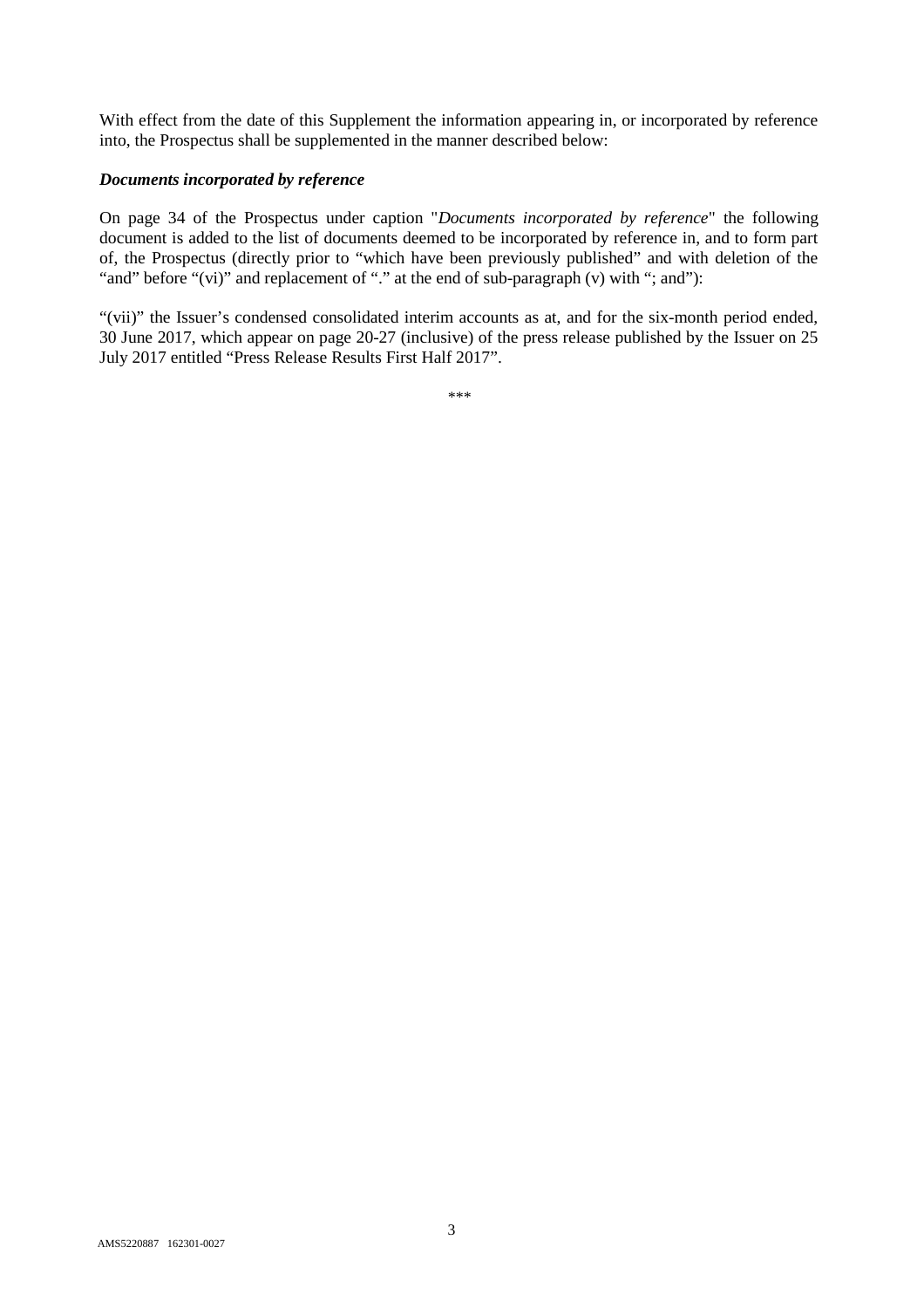With effect from the date of this Supplement the information appearing in, or incorporated by reference into, the Prospectus shall be supplemented in the manner described below:

***Documents incorporated by reference***

On page 34 of the Prospectus under caption "*Documents incorporated by reference*" the following document is added to the list of documents deemed to be incorporated by reference in, and to form part of, the Prospectus (directly prior to “which have been previously published” and with deletion of the “and” before “(vi)” and replacement of “.” at the end of sub-paragraph (v) with “; and”):

“(vii)” the Issuer’s condensed consolidated interim accounts as at, and for the six-month period ended, 30 June 2017, which appear on page 20-27 (inclusive) of the press release published by the Issuer on 25 July 2017 entitled “Press Release Results First Half 2017”.

\*\*\*